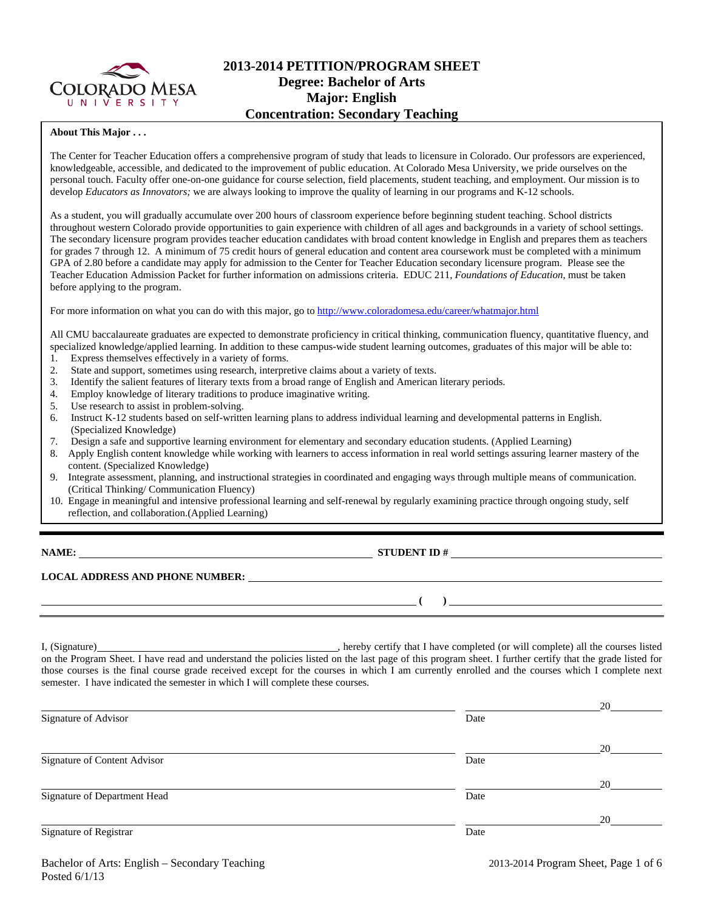# 2013-2014 PETITION/PROGRAM SHEET
## Degree: Bachelor of Arts
## Major: English
## Concentration: Secondary Teaching

**About This Major . . .**

The Center for Teacher Education offers a comprehensive program of study that leads to licensure in Colorado. Our professors are experienced, knowledgeable, accessible, and dedicated to the improvement of public education. At Colorado Mesa University, we pride ourselves on the personal touch. Faculty offer one-on-one guidance for course selection, field placements, student teaching, and employment. Our mission is to develop *Educators as Innovators;* we are always looking to improve the quality of learning in our programs and K-12 schools.

As a student, you will gradually accumulate over 200 hours of classroom experience before beginning student teaching. School districts throughout western Colorado provide opportunities to gain experience with children of all ages and backgrounds in a variety of school settings. The secondary licensure program provides teacher education candidates with broad content knowledge in English and prepares them as teachers for grades 7 through 12. A minimum of 75 credit hours of general education and content area coursework must be completed with a minimum GPA of 2.80 before a candidate may apply for admission to the Center for Teacher Education secondary licensure program. Please see the Teacher Education Admission Packet for further information on admissions criteria. EDUC 211, *Foundations of Education*, must be taken before applying to the program.

For more information on what you can do with this major, go to http://www.coloradomesa.edu/career/whatmajor.html

All CMU baccalaureate graduates are expected to demonstrate proficiency in critical thinking, communication fluency, quantitative fluency, and specialized knowledge/applied learning. In addition to these campus-wide student learning outcomes, graduates of this major will be able to:

1. Express themselves effectively in a variety of forms.
2. State and support, sometimes using research, interpretive claims about a variety of texts.
3. Identify the salient features of literary texts from a broad range of English and American literary periods.
4. Employ knowledge of literary traditions to produce imaginative writing.
5. Use research to assist in problem-solving.
6. Instruct K-12 students based on self-written learning plans to address individual learning and developmental patterns in English. (Specialized Knowledge)
7. Design a safe and supportive learning environment for elementary and secondary education students. (Applied Learning)
8. Apply English content knowledge while working with learners to access information in real world settings assuring learner mastery of the content. (Specialized Knowledge)
9. Integrate assessment, planning, and instructional strategies in coordinated and engaging ways through multiple means of communication. (Critical Thinking/ Communication Fluency)
10. Engage in meaningful and intensive professional learning and self-renewal by regularly examining practice through ongoing study, self reflection, and collaboration.(Applied Learning)

---

**NAME:** ______________________________ **STUDENT ID #** ______________________________

**LOCAL ADDRESS AND PHONE NUMBER:** ______________________________

______________________________ **( )** ______________________________

---

I, (Signature)______________________________, hereby certify that I have completed (or will complete) all the courses listed on the Program Sheet. I have read and understand the policies listed on the last page of this program sheet. I further certify that the grade listed for those courses is the final course grade received except for the courses in which I am currently enrolled and the courses which I complete next semester. I have indicated the semester in which I will complete these courses.

______________________________ ______________ 20______
Signature of Advisor Date

______________________________ ______________ 20______
Signature of Content Advisor Date

______________________________ ______________ 20______
Signature of Department Head Date

______________________________ ______________ 20______
Signature of Registrar Date

Bachelor of Arts: English – Secondary Teaching
Posted 6/1/13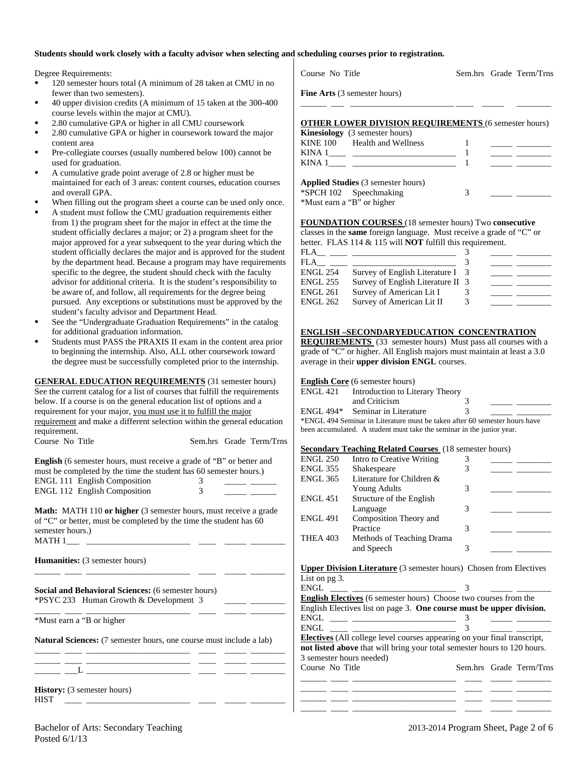**Students should work closely with a faculty advisor when selecting and scheduling courses prior to registration.**

Degree Requirements:

- 120 semester hours total (A minimum of 28 taken at CMU in no fewer than two semesters).
- 40 upper division credits (A minimum of 15 taken at the 300-400 course levels within the major at CMU).
- 2.80 cumulative GPA or higher in all CMU coursework
- 2.80 cumulative GPA or higher in coursework toward the major content area
- Pre-collegiate courses (usually numbered below 100) cannot be used for graduation.
- A cumulative grade point average of 2.8 or higher must be maintained for each of 3 areas: content courses, education courses and overall GPA.
- When filling out the program sheet a course can be used only once.
- A student must follow the CMU graduation requirements either from 1) the program sheet for the major in effect at the time the student officially declares a major; or 2) a program sheet for the major approved for a year subsequent to the year during which the student officially declares the major and is approved for the student by the department head. Because a program may have requirements specific to the degree, the student should check with the faculty advisor for additional criteria. It is the student's responsibility to be aware of, and follow, all requirements for the degree being pursued. Any exceptions or substitutions must be approved by the student's faculty advisor and Department Head.
- See the "Undergraduate Graduation Requirements" in the catalog for additional graduation information.
- Students must PASS the PRAXIS II exam in the content area prior to beginning the internship. Also, ALL other coursework toward the degree must be successfully completed prior to the internship.

**GENERAL EDUCATION REQUIREMENTS** (31 semester hours) See the current catalog for a list of courses that fulfill the requirements below. If a course is on the general education list of options and a requirement for your major, you must use it to fulfill the major requirement and make a different selection within the general education requirement.

| Course No Title | Sem.hrs | Grade | Term/Trns |
|---|---|---|---|

**English** (6 semester hours, must receive a grade of "B" or better and must be completed by the time the student has 60 semester hours.)

| Course No Title | Sem.hrs | Grade | Term/Trns |
|---|---|---|---|
| ENGL 111 English Composition | 3 | _____ | ______ |
| ENGL 112 English Composition | 3 | _____ | ______ |

**Math:** MATH 110 **or higher** (3 semester hours, must receive a grade of "C" or better, must be completed by the time the student has 60 semester hours.)

MATH 1___ _______________________ ____ _____ ________

**Humanities:** (3 semester hours)

______ ____ _______________________ ____ _____ ________

**Social and Behavioral Sciences:** (6 semester hours)

| Course No Title | Sem.hrs | Grade | Term/Trns |
|---|---|---|---|
| *PSYC 233 Human Growth & Development | 3 | _____ | ________ |
| ______ ____ _______________________ | ____ | _____ | ________ |

*Must earn a "B or higher

**Natural Sciences:** (7 semester hours, one course must include a lab)

______ ____ _______________________ ____ _____ ________
______ ____ _______________________ ____ _____ ________
______ ___L _______________________ ____ _____ ________

**History:** (3 semester hours)

HIST ____ _______________________ ____ _____ ________

| Course No Title | Sem.hrs | Grade | Term/Trns |
|---|---|---|---|

**Fine Arts** (3 semester hours)

______ ___ _______________________ ____ _____ ________

**OTHER LOWER DIVISION REQUIREMENTS** (6 semester hours)

**Kinesiology** (3 semester hours)

| Course No Title | Sem.hrs | Grade | Term/Trns |
|---|---|---|---|
| KINE 100 Health and Wellness | 1 | _____ | ________ |
| KINA 1____ _______________________ | 1 | _____ | ________ |
| KINA 1____ _______________________ | 1 | _____ | ________ |

**Applied Studies** (3 semester hours)

| Course No Title | Sem.hrs | Grade | Term/Trns |
|---|---|---|---|
| *SPCH 102 Speechmaking | 3 | _____ | ________ |

*Must earn a "B" or higher

**FOUNDATION COURSES** (18 semester hours) Two **consecutive** classes in the **same** foreign language. Must receive a grade of "C" or better. FLAS 114 & 115 will **NOT** fulfill this requirement.

| Course No Title | Sem.hrs | Grade | Term/Trns |
|---|---|---|---|
| FLA__ ____ _______________________ | 3 | _____ | ________ |
| FLA__ ____ _______________________ | 3 | _____ | ________ |
| ENGL 254 Survey of English Literature I | 3 | _____ | ________ |
| ENGL 255 Survey of English Literature II | 3 | _____ | ________ |
| ENGL 261 Survey of American Lit I | 3 | _____ | ________ |
| ENGL 262 Survey of American Lit II | 3 | _____ | ________ |

**ENGLISH –SECONDARYEDUCATION CONCENTRATION REQUIREMENTS** (33 semester hours) Must pass all courses with a grade of "C" or higher. All English majors must maintain at least a 3.0 average in their **upper division ENGL** courses.

**English Core** (6 semester hours)

| Course No Title | Sem.hrs | Grade | Term/Trns |
|---|---|---|---|
| ENGL 421 Introduction to Literary Theory and Criticism | 3 | _____ | ________ |
| ENGL 494* Seminar in Literature | 3 | _____ | ________ |

*ENGL 494 Seminar in Literature must be taken after 60 semester hours have been accumulated. A student must take the seminar in the junior year.

**Secondary Teaching Related Courses** (18 semester hours)

| Course No Title | Sem.hrs | Grade | Term/Trns |
|---|---|---|---|
| ENGL 250 Intro to Creative Writing | 3 | _____ | ________ |
| ENGL 355 Shakespeare | 3 | _____ | ________ |
| ENGL 365 Literature for Children & Young Adults | 3 | _____ | ________ |
| ENGL 451 Structure of the English Language | 3 | _____ | ________ |
| ENGL 491 Composition Theory and Practice | 3 | _____ | ________ |
| THEA 403 Methods of Teaching Drama and Speech | 3 | _____ | ________ |

**Upper Division Literature** (3 semester hours) Chosen from Electives List on pg 3.

ENGL ____ _______________________ 3 _____ ________

**English Electives** (6 semester hours) Choose two courses from the English Electives list on page 3. **One course must be upper division.**

ENGL ____ _______________________ 3 _____ ________
ENGL ____ _______________________ 3 _____ ________

**Electives** (All college level courses appearing on your final transcript, **not listed above** that will bring your total semester hours to 120 hours. 3 semester hours needed)

| Course No Title | Sem.hrs | Grade | Term/Trns |
|---|---|---|---|
| ______ ____ _______________________ | ____ | _____ | ________ |
| ______ ____ _______________________ | ____ | _____ | ________ |
| ______ ____ _______________________ | ____ | _____ | ________ |
| ______ ____ _______________________ | ____ | _____ | ________ |

Bachelor of Arts: Secondary Teaching
Posted 6/1/13

2013-2014 Program Sheet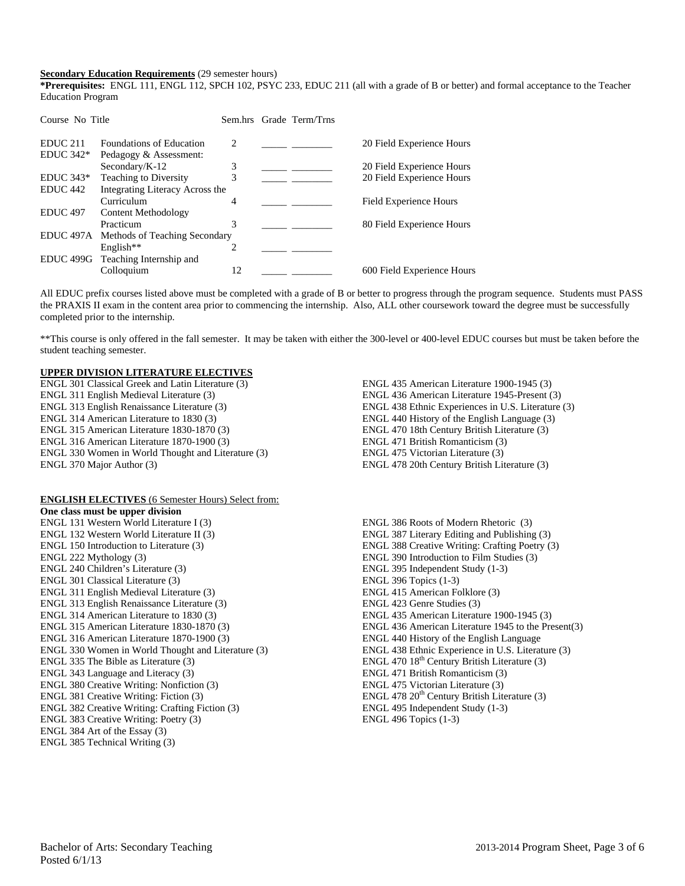**Secondary Education Requirements** (29 semester hours)

***Prerequisites:** ENGL 111, ENGL 112, SPCH 102, PSYC 233, EDUC 211 (all with a grade of B or better) and formal acceptance to the Teacher Education Program

| Course No | Title | Sem.hrs | Grade | Term/Trns | |
|---|---|---|---|---|---|
| EDUC 211 | Foundations of Education | 2 | _____ | ________ | 20 Field Experience Hours |
| EDUC 342* | Pedagogy & Assessment: Secondary/K-12 | 3 | _____ | ________ | 20 Field Experience Hours |
| EDUC 343* | Teaching to Diversity | 3 | _____ | ________ | 20 Field Experience Hours |
| EDUC 442 | Integrating Literacy Across the Curriculum | 4 | _____ | ________ | Field Experience Hours |
| EDUC 497 | Content Methodology Practicum | 3 | _____ | ________ | 80 Field Experience Hours |
| EDUC 497A | Methods of Teaching Secondary English** | 2 | _____ | ________ | |
| EDUC 499G | Teaching Internship and Colloquium | 12 | _____ | ________ | 600 Field Experience Hours |

All EDUC prefix courses listed above must be completed with a grade of B or better to progress through the program sequence. Students must PASS the PRAXIS II exam in the content area prior to commencing the internship. Also, ALL other coursework toward the degree must be successfully completed prior to the internship.

**This course is only offered in the fall semester. It may be taken with either the 300-level or 400-level EDUC courses but must be taken before the student teaching semester.

**UPPER DIVISION LITERATURE ELECTIVES**

ENGL 301 Classical Greek and Latin Literature (3)
ENGL 311 English Medieval Literature (3)
ENGL 313 English Renaissance Literature (3)
ENGL 314 American Literature to 1830 (3)
ENGL 315 American Literature 1830-1870 (3)
ENGL 316 American Literature 1870-1900 (3)
ENGL 330 Women in World Thought and Literature (3)
ENGL 370 Major Author (3)
ENGL 435 American Literature 1900-1945 (3)
ENGL 436 American Literature 1945-Present (3)
ENGL 438 Ethnic Experiences in U.S. Literature (3)
ENGL 440 History of the English Language (3)
ENGL 470 18th Century British Literature (3)
ENGL 471 British Romanticism (3)
ENGL 475 Victorian Literature (3)
ENGL 478 20th Century British Literature (3)

**ENGLISH ELECTIVES** (6 Semester Hours) Select from:

**One class must be upper division**

ENGL 131 Western World Literature I (3)
ENGL 132 Western World Literature II (3)
ENGL 150 Introduction to Literature (3)
ENGL 222 Mythology (3)
ENGL 240 Children's Literature (3)
ENGL 301 Classical Literature (3)
ENGL 311 English Medieval Literature (3)
ENGL 313 English Renaissance Literature (3)
ENGL 314 American Literature to 1830 (3)
ENGL 315 American Literature 1830-1870 (3)
ENGL 316 American Literature 1870-1900 (3)
ENGL 330 Women in World Thought and Literature (3)
ENGL 335 The Bible as Literature (3)
ENGL 343 Language and Literacy (3)
ENGL 380 Creative Writing: Nonfiction (3)
ENGL 381 Creative Writing: Fiction (3)
ENGL 382 Creative Writing: Crafting Fiction (3)
ENGL 383 Creative Writing: Poetry (3)
ENGL 384 Art of the Essay (3)
ENGL 385 Technical Writing (3)
ENGL 386 Roots of Modern Rhetoric (3)
ENGL 387 Literary Editing and Publishing (3)
ENGL 388 Creative Writing: Crafting Poetry (3)
ENGL 390 Introduction to Film Studies (3)
ENGL 395 Independent Study (1-3)
ENGL 396 Topics (1-3)
ENGL 415 American Folklore (3)
ENGL 423 Genre Studies (3)
ENGL 435 American Literature 1900-1945 (3)
ENGL 436 American Literature 1945 to the Present(3)
ENGL 440 History of the English Language
ENGL 438 Ethnic Experience in U.S. Literature (3)
ENGL 470 18th Century British Literature (3)
ENGL 471 British Romanticism (3)
ENGL 475 Victorian Literature (3)
ENGL 478 20th Century British Literature (3)
ENGL 495 Independent Study (1-3)
ENGL 496 Topics (1-3)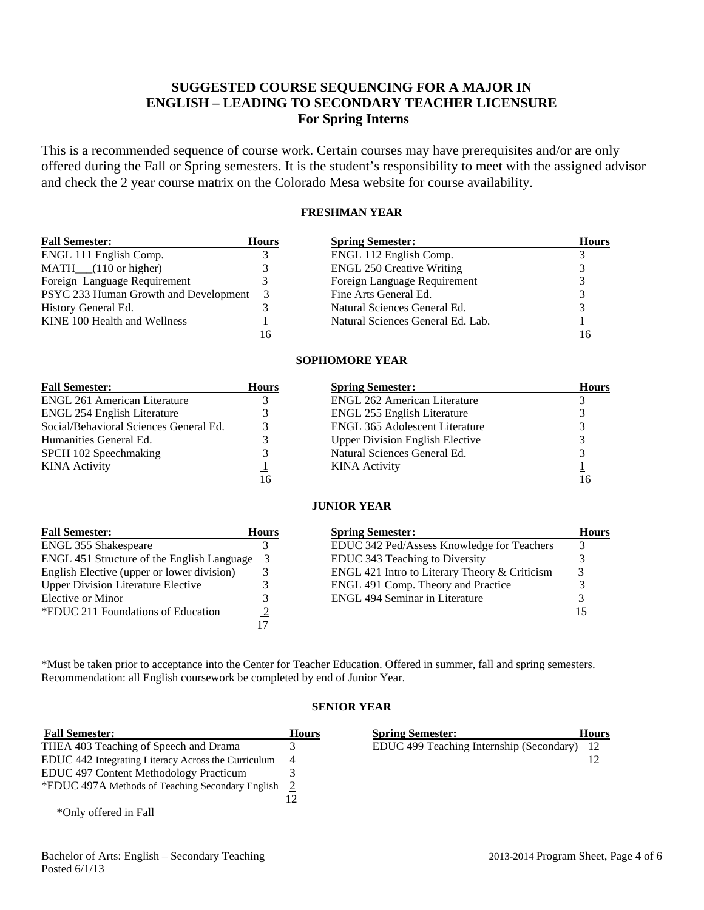# SUGGESTED COURSE SEQUENCING FOR A MAJOR IN ENGLISH – LEADING TO SECONDARY TEACHER LICENSURE
## For Spring Interns

This is a recommended sequence of course work. Certain courses may have prerequisites and/or are only offered during the Fall or Spring semesters. It is the student's responsibility to meet with the assigned advisor and check the 2 year course matrix on the Colorado Mesa website for course availability.

### FRESHMAN YEAR

| Fall Semester: | Hours | Spring Semester: | Hours |
|---|---|---|---|
| ENGL 111 English Comp. | 3 | ENGL 112 English Comp. | 3 |
| MATH___(110 or higher) | 3 | ENGL 250 Creative Writing | 3 |
| Foreign Language Requirement | 3 | Foreign Language Requirement | 3 |
| PSYC 233 Human Growth and Development | 3 | Fine Arts General Ed. | 3 |
| History General Ed. | 3 | Natural Sciences General Ed. | 3 |
| KINE 100 Health and Wellness | 1 | Natural Sciences General Ed. Lab. | 1 |
| | 16 | | 16 |

### SOPHOMORE YEAR

| Fall Semester: | Hours | Spring Semester: | Hours |
|---|---|---|---|
| ENGL 261 American Literature | 3 | ENGL 262 American Literature | 3 |
| ENGL 254 English Literature | 3 | ENGL 255 English Literature | 3 |
| Social/Behavioral Sciences General Ed. | 3 | ENGL 365 Adolescent Literature | 3 |
| Humanities General Ed. | 3 | Upper Division English Elective | 3 |
| SPCH 102 Speechmaking | 3 | Natural Sciences General Ed. | 3 |
| KINA Activity | 1 | KINA Activity | 1 |
| | 16 | | 16 |

### JUNIOR YEAR

| Fall Semester: | Hours | Spring Semester: | Hours |
|---|---|---|---|
| ENGL 355 Shakespeare | 3 | EDUC 342 Ped/Assess Knowledge for Teachers | 3 |
| ENGL 451 Structure of the English Language | 3 | EDUC 343 Teaching to Diversity | 3 |
| English Elective (upper or lower division) | 3 | ENGL 421 Intro to Literary Theory & Criticism | 3 |
| Upper Division Literature Elective | 3 | ENGL 491 Comp. Theory and Practice | 3 |
| Elective or Minor | 3 | ENGL 494 Seminar in Literature | 3 |
| *EDUC 211 Foundations of Education | 2 | | 15 |
| | 17 | | |

*Must be taken prior to acceptance into the Center for Teacher Education. Offered in summer, fall and spring semesters. Recommendation: all English coursework be completed by end of Junior Year.

### SENIOR YEAR

| Fall Semester: | Hours | Spring Semester: | Hours |
|---|---|---|---|
| THEA 403 Teaching of Speech and Drama | 3 | EDUC 499 Teaching Internship (Secondary) | 12 |
| EDUC 442 Integrating Literacy Across the Curriculum | 4 | | 12 |
| EDUC 497 Content Methodology Practicum | 3 | | |
| *EDUC 497A Methods of Teaching Secondary English | 2 | | |
| | 12 | | |

*Only offered in Fall

Bachelor of Arts: English – Secondary Teaching
Posted 6/1/13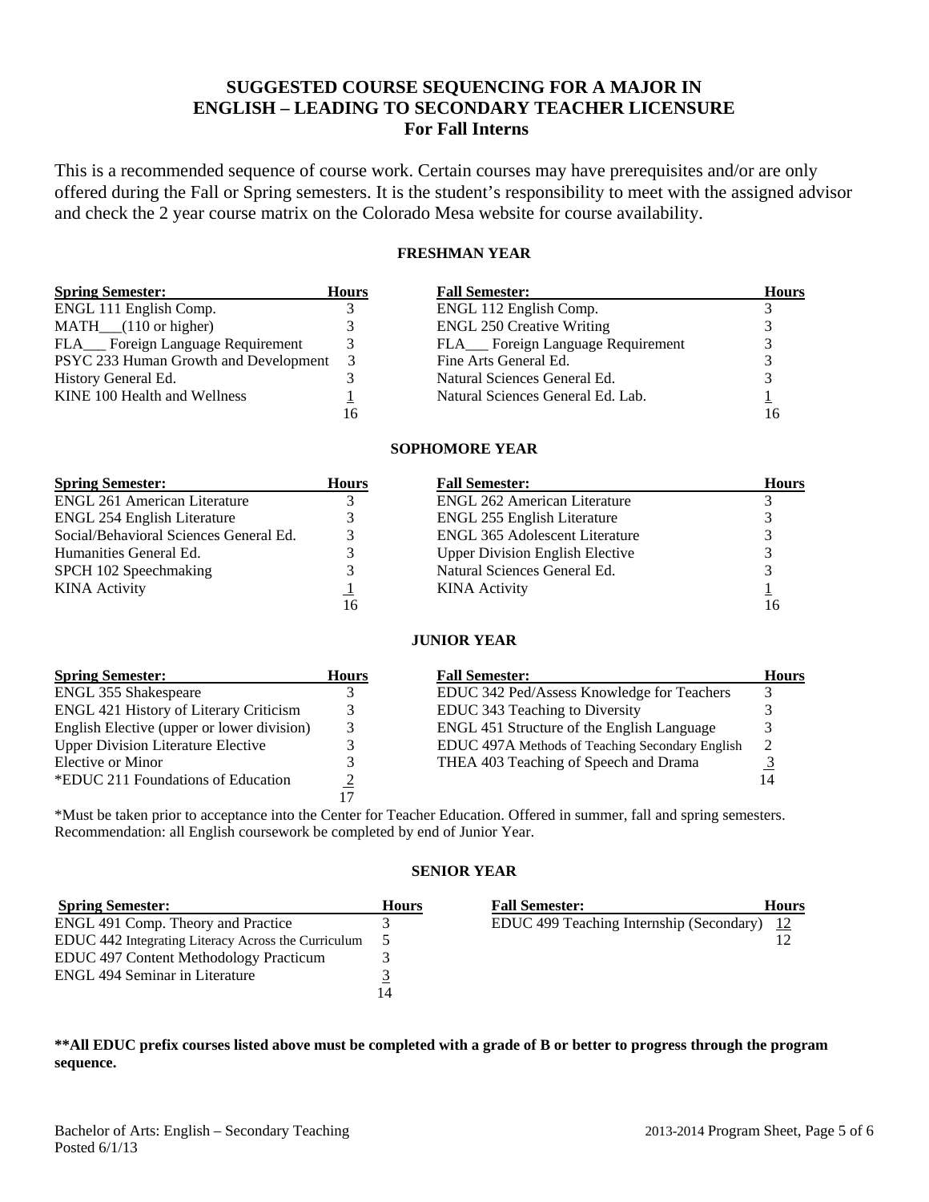## SUGGESTED COURSE SEQUENCING FOR A MAJOR IN ENGLISH – LEADING TO SECONDARY TEACHER LICENSURE
### For Fall Interns

This is a recommended sequence of course work. Certain courses may have prerequisites and/or are only offered during the Fall or Spring semesters. It is the student's responsibility to meet with the assigned advisor and check the 2 year course matrix on the Colorado Mesa website for course availability.

### FRESHMAN YEAR

| Spring Semester: | Hours | Fall Semester: | Hours |
|---|---|---|---|
| ENGL 111 English Comp. | 3 | ENGL 112 English Comp. | 3 |
| MATH___(110 or higher) | 3 | ENGL 250 Creative Writing | 3 |
| FLA___ Foreign Language Requirement | 3 | FLA___ Foreign Language Requirement | 3 |
| PSYC 233 Human Growth and Development | 3 | Fine Arts General Ed. | 3 |
| History General Ed. | 3 | Natural Sciences General Ed. | 3 |
| KINE 100 Health and Wellness | 1 | Natural Sciences General Ed. Lab. | 1 |
| | 16 | | 16 |

### SOPHOMORE YEAR

| Spring Semester: | Hours | Fall Semester: | Hours |
|---|---|---|---|
| ENGL 261 American Literature | 3 | ENGL 262 American Literature | 3 |
| ENGL 254 English Literature | 3 | ENGL 255 English Literature | 3 |
| Social/Behavioral Sciences General Ed. | 3 | ENGL 365 Adolescent Literature | 3 |
| Humanities General Ed. | 3 | Upper Division English Elective | 3 |
| SPCH 102 Speechmaking | 3 | Natural Sciences General Ed. | 3 |
| KINA Activity | 1 | KINA Activity | 1 |
| | 16 | | 16 |

### JUNIOR YEAR

| Spring Semester: | Hours | Fall Semester: | Hours |
|---|---|---|---|
| ENGL 355 Shakespeare | 3 | EDUC 342 Ped/Assess Knowledge for Teachers | 3 |
| ENGL 421 History of Literary Criticism | 3 | EDUC 343 Teaching to Diversity | 3 |
| English Elective (upper or lower division) | 3 | ENGL 451 Structure of the English Language | 3 |
| Upper Division Literature Elective | 3 | EDUC 497A Methods of Teaching Secondary English | 2 |
| Elective or Minor | 3 | THEA 403 Teaching of Speech and Drama | 3 |
| *EDUC 211 Foundations of Education | 2 | | 14 |
| | 17 | | |

*Must be taken prior to acceptance into the Center for Teacher Education. Offered in summer, fall and spring semesters. Recommendation: all English coursework be completed by end of Junior Year.

### SENIOR YEAR

| Spring Semester: | Hours | Fall Semester: | Hours |
|---|---|---|---|
| ENGL 491 Comp. Theory and Practice | 3 | EDUC 499 Teaching Internship (Secondary) | 12 |
| EDUC 442 Integrating Literacy Across the Curriculum | 5 | | 12 |
| EDUC 497 Content Methodology Practicum | 3 | | |
| ENGL 494 Seminar in Literature | 3 | | |
| | 14 | | |

**\*\*All EDUC prefix courses listed above must be completed with a grade of B or better to progress through the program sequence.**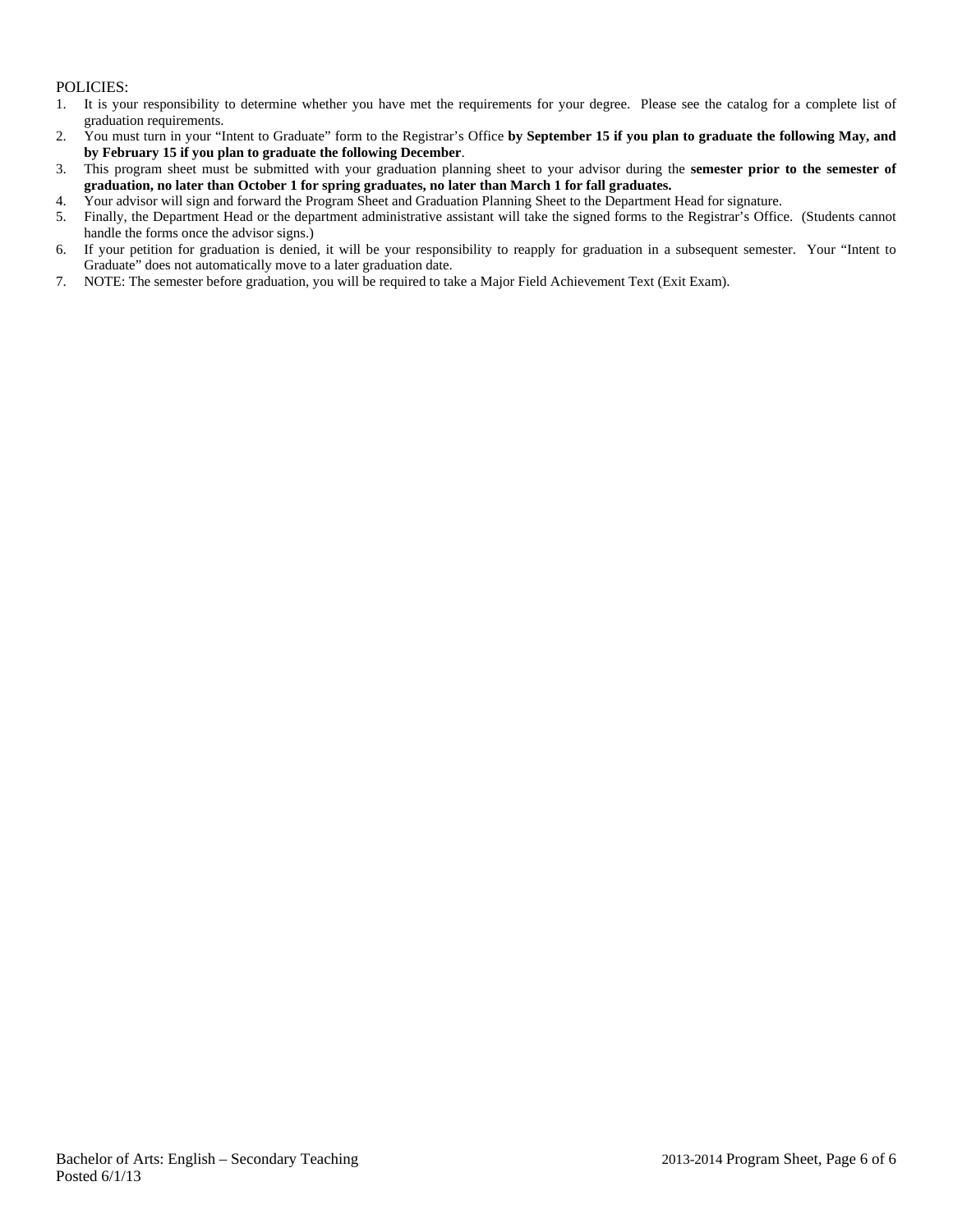POLICIES:

1. It is your responsibility to determine whether you have met the requirements for your degree. Please see the catalog for a complete list of graduation requirements.
2. You must turn in your "Intent to Graduate" form to the Registrar's Office **by September 15 if you plan to graduate the following May, and by February 15 if you plan to graduate the following December**.
3. This program sheet must be submitted with your graduation planning sheet to your advisor during the **semester prior to the semester of graduation, no later than October 1 for spring graduates, no later than March 1 for fall graduates.**
4. Your advisor will sign and forward the Program Sheet and Graduation Planning Sheet to the Department Head for signature.
5. Finally, the Department Head or the department administrative assistant will take the signed forms to the Registrar's Office. (Students cannot handle the forms once the advisor signs.)
6. If your petition for graduation is denied, it will be your responsibility to reapply for graduation in a subsequent semester. Your "Intent to Graduate" does not automatically move to a later graduation date.
7. NOTE: The semester before graduation, you will be required to take a Major Field Achievement Text (Exit Exam).

Bachelor of Arts: English – Secondary Teaching
Posted 6/1/13